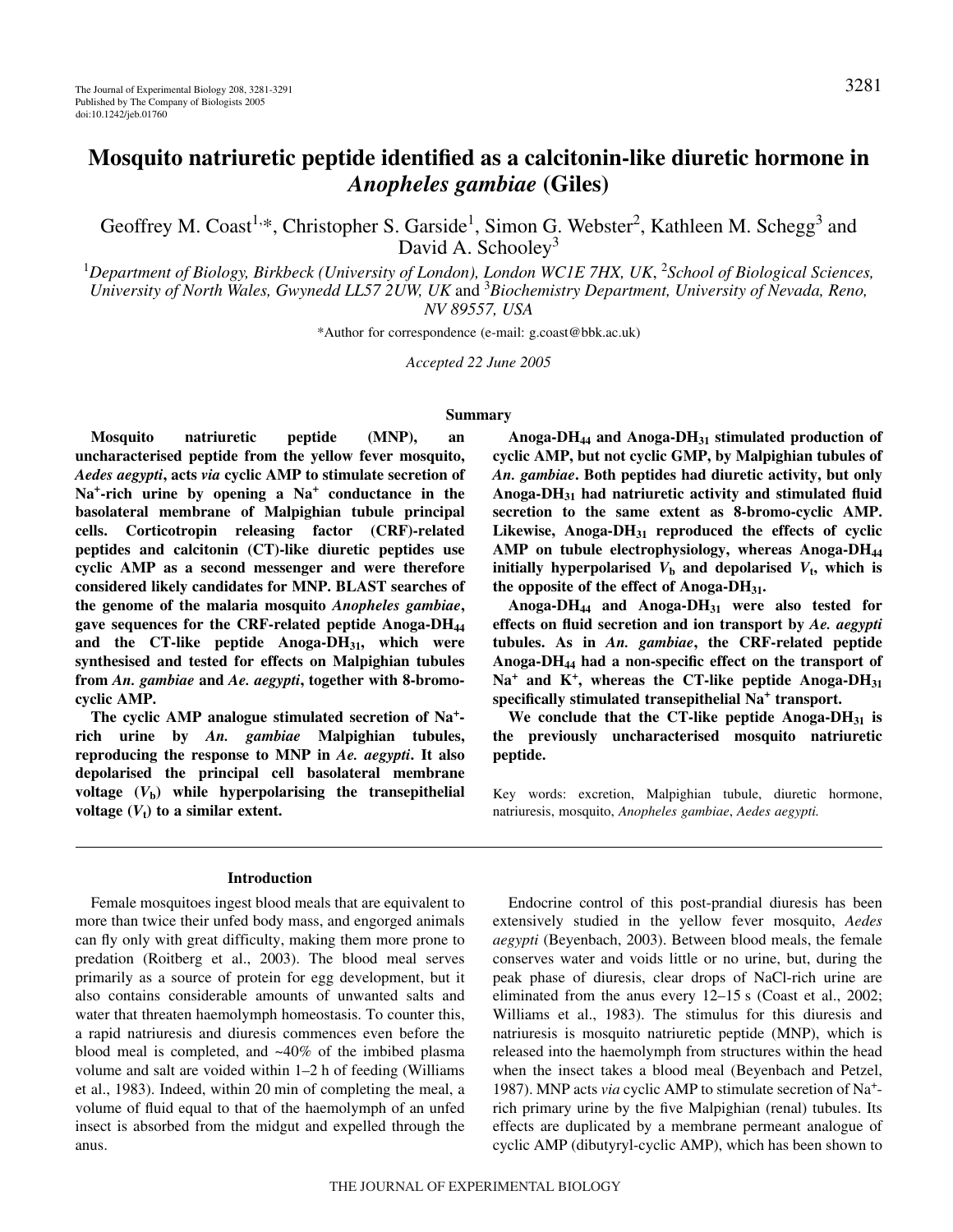# Mosquito natriuretic peptide identified as a calcitonin-like diuretic hormone in *Anopheles gambiae* (Giles)

Geoffrey M. Coast[1,*], Christopher S. Garside[1], Simon G. Webster[2], Kathleen M. Schegg[3] and David A. Schooley[3]

[1]*Department of Biology, Birkbeck (University of London), London WC1E 7HX, UK*, [2]*School of Biological Sciences, University of North Wales, Gwynedd LL57 2UW, UK* and [3]*Biochemistry Department, University of Nevada, Reno, NV 89557, USA*

*Author for correspondence (e-mail: g.coast@bbk.ac.uk)

*Accepted 22 June 2005*

## Summary

**Mosquito natriuretic peptide (MNP), an uncharacterised peptide from the yellow fever mosquito, *Aedes aegypti*, acts *via* cyclic AMP to stimulate secretion of $Na^+$-rich urine by opening a $Na^+$ conductance in the basolateral membrane of Malpighian tubule principal cells. Corticotropin releasing factor (CRF)-related peptides and calcitonin (CT)-like diuretic peptides use cyclic AMP as a second messenger and were therefore considered likely candidates for MNP. BLAST searches of the genome of the malaria mosquito *Anopheles gambiae*, gave sequences for the CRF-related peptide Anoga-$DH_{44}$ and the CT-like peptide Anoga-$DH_{31}$, which were synthesised and tested for effects on Malpighian tubules from *An. gambiae* and *Ae. aegypti*, together with 8-bromo-cyclic AMP.**

**The cyclic AMP analogue stimulated secretion of $Na^+$-rich urine by *An. gambiae* Malpighian tubules, reproducing the response to MNP in *Ae. aegypti*. It also depolarised the principal cell basolateral membrane voltage ($V_b$) while hyperpolarising the transepithelial voltage ($V_t$) to a similar extent.**

**Anoga-$DH_{44}$ and Anoga-$DH_{31}$ stimulated production of cyclic AMP, but not cyclic GMP, by Malpighian tubules of *An. gambiae*. Both peptides had diuretic activity, but only Anoga-$DH_{31}$ had natriuretic activity and stimulated fluid secretion to the same extent as 8-bromo-cyclic AMP. Likewise, Anoga-$DH_{31}$ reproduced the effects of cyclic AMP on tubule electrophysiology, whereas Anoga-$DH_{44}$ initially hyperpolarised $V_b$ and depolarised $V_t$, which is the opposite of the effect of Anoga-$DH_{31}$.**

**Anoga-$DH_{44}$ and Anoga-$DH_{31}$ were also tested for effects on fluid secretion and ion transport by *Ae. aegypti* tubules. As in *An. gambiae*, the CRF-related peptide Anoga-$DH_{44}$ had a non-specific effect on the transport of $Na^+$ and $K^+$, whereas the CT-like peptide Anoga-$DH_{31}$ specifically stimulated transepithelial $Na^+$ transport.**

**We conclude that the CT-like peptide Anoga-$DH_{31}$ is the previously uncharacterised mosquito natriuretic peptide.**

Key words: excretion, Malpighian tubule, diuretic hormone, natriuresis, mosquito, *Anopheles gambiae*, *Aedes aegypti.*

## Introduction

Female mosquitoes ingest blood meals that are equivalent to more than twice their unfed body mass, and engorged animals can fly only with great difficulty, making them more prone to predation (Roitberg et al., 2003). The blood meal serves primarily as a source of protein for egg development, but it also contains considerable amounts of unwanted salts and water that threaten haemolymph homeostasis. To counter this, a rapid natriuresis and diuresis commences even before the blood meal is completed, and ~40% of the imbibed plasma volume and salt are voided within 1–2 h of feeding (Williams et al., 1983). Indeed, within 20 min of completing the meal, a volume of fluid equal to that of the haemolymph of an unfed insect is absorbed from the midgut and expelled through the anus.

Endocrine control of this post-prandial diuresis has been extensively studied in the yellow fever mosquito, *Aedes aegypti* (Beyenbach, 2003). Between blood meals, the female conserves water and voids little or no urine, but, during the peak phase of diuresis, clear drops of NaCl-rich urine are eliminated from the anus every 12–15 s (Coast et al., 2002; Williams et al., 1983). The stimulus for this diuresis and natriuresis is mosquito natriuretic peptide (MNP), which is released into the haemolymph from structures within the head when the insect takes a blood meal (Beyenbach and Petzel, 1987). MNP acts *via* cyclic AMP to stimulate secretion of $Na^+$-rich primary urine by the five Malpighian (renal) tubules. Its effects are duplicated by a membrane permeant analogue of cyclic AMP (dibutyryl-cyclic AMP), which has been shown to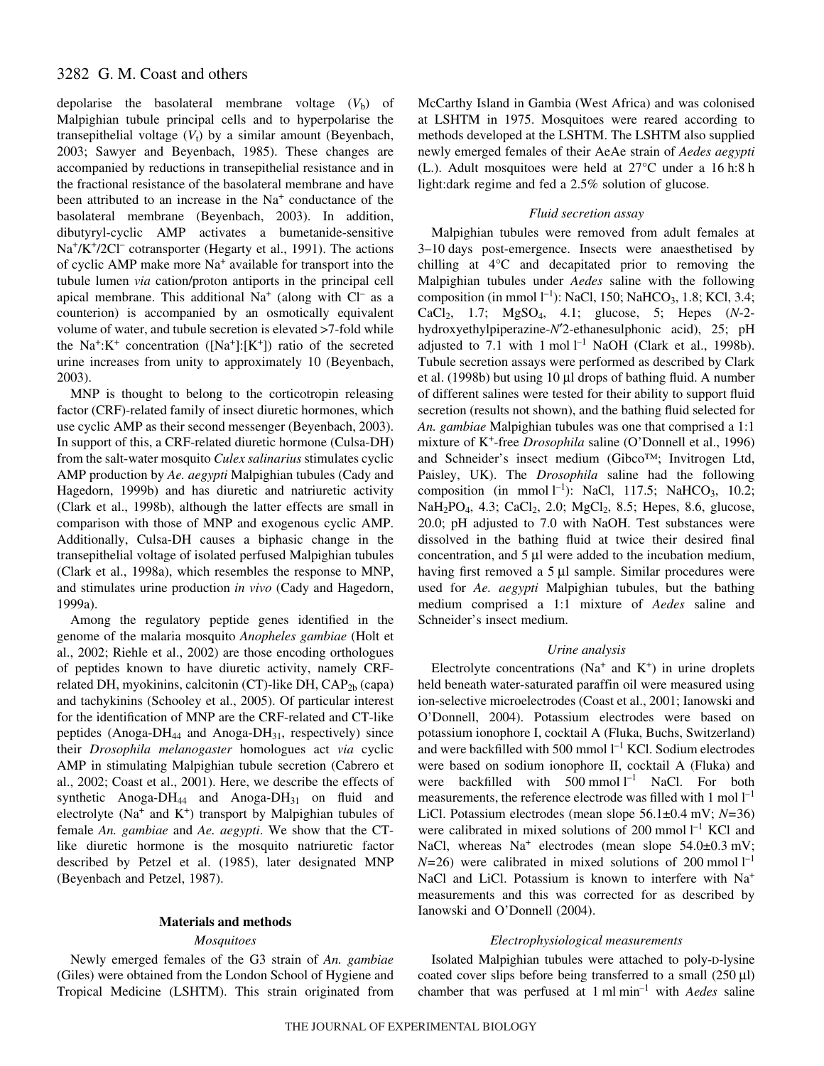depolarise the basolateral membrane voltage ($V_b$) of Malpighian tubule principal cells and to hyperpolarise the transepithelial voltage ($V_t$) by a similar amount (Beyenbach, 2003; Sawyer and Beyenbach, 1985). These changes are accompanied by reductions in transepithelial resistance and in the fractional resistance of the basolateral membrane and have been attributed to an increase in the $Na^+$ conductance of the basolateral membrane (Beyenbach, 2003). In addition, dibutyryl-cyclic AMP activates a bumetanide-sensitive $Na^+/K^+/2Cl^-$ cotransporter (Hegarty et al., 1991). The actions of cyclic AMP make more $Na^+$ available for transport into the tubule lumen *via* cation/proton antiports in the principal cell apical membrane. This additional $Na^+$ (along with $Cl^-$ as a counterion) is accompanied by an osmotically equivalent volume of water, and tubule secretion is elevated >7-fold while the $Na^+$:$K^+$ concentration ([$Na^+$]:[$K^+$]) ratio of the secreted urine increases from unity to approximately 10 (Beyenbach, 2003).

MNP is thought to belong to the corticotropin releasing factor (CRF)-related family of insect diuretic hormones, which use cyclic AMP as their second messenger (Beyenbach, 2003). In support of this, a CRF-related diuretic hormone (Culsa-DH) from the salt-water mosquito *Culex salinarius* stimulates cyclic AMP production by *Ae. aegypti* Malpighian tubules (Cady and Hagedorn, 1999b) and has diuretic and natriuretic activity (Clark et al., 1998b), although the latter effects are small in comparison with those of MNP and exogenous cyclic AMP. Additionally, Culsa-DH causes a biphasic change in the transepithelial voltage of isolated perfused Malpighian tubules (Clark et al., 1998a), which resembles the response to MNP, and stimulates urine production *in vivo* (Cady and Hagedorn, 1999a).

Among the regulatory peptide genes identified in the genome of the malaria mosquito *Anopheles gambiae* (Holt et al., 2002; Riehle et al., 2002) are those encoding orthologues of peptides known to have diuretic activity, namely CRF-related DH, myokinins, calcitonin (CT)-like DH, $CAP_{2b}$ (capa) and tachykinins (Schooley et al., 2005). Of particular interest for the identification of MNP are the CRF-related and CT-like peptides (Anoga-$DH_{44}$ and Anoga-$DH_{31}$, respectively) since their *Drosophila melanogaster* homologues act *via* cyclic AMP in stimulating Malpighian tubule secretion (Cabrero et al., 2002; Coast et al., 2001). Here, we describe the effects of synthetic Anoga-$DH_{44}$ and Anoga-$DH_{31}$ on fluid and electrolyte ($Na^+$ and $K^+$) transport by Malpighian tubules of female *An. gambiae* and *Ae. aegypti*. We show that the CT-like diuretic hormone is the mosquito natriuretic factor described by Petzel et al. (1985), later designated MNP (Beyenbach and Petzel, 1987).

## Materials and methods

### *Mosquitoes*

Newly emerged females of the G3 strain of *An. gambiae* (Giles) were obtained from the London School of Hygiene and Tropical Medicine (LSHTM). This strain originated from McCarthy Island in Gambia (West Africa) and was colonised at LSHTM in 1975. Mosquitoes were reared according to methods developed at the LSHTM. The LSHTM also supplied newly emerged females of their AeAe strain of *Aedes aegypti* (L.). Adult mosquitoes were held at 27°C under a 16 h:8 h light:dark regime and fed a 2.5% solution of glucose.

### *Fluid secretion assay*

Malpighian tubules were removed from adult females at 3–10 days post-emergence. Insects were anaesthetised by chilling at 4°C and decapitated prior to removing the Malpighian tubules under *Aedes* saline with the following composition (in mmol $l^{-1}$): NaCl, 150; $NaHCO_3$, 1.8; KCl, 3.4; $CaCl_2$, 1.7; $MgSO_4$, 4.1; glucose, 5; Hepes (*N*-2-hydroxyethylpiperazine-*N*′2-ethanesulphonic acid), 25; pH adjusted to 7.1 with 1 mol $l^{-1}$ NaOH (Clark et al., 1998b). Tubule secretion assays were performed as described by Clark et al. (1998b) but using 10 µl drops of bathing fluid. A number of different salines were tested for their ability to support fluid secretion (results not shown), and the bathing fluid selected for *An. gambiae* Malpighian tubules was one that comprised a 1:1 mixture of $K^+$-free *Drosophila* saline (O'Donnell et al., 1996) and Schneider's insect medium (Gibco™; Invitrogen Ltd, Paisley, UK). The *Drosophila* saline had the following composition (in mmol $l^{-1}$): NaCl, 117.5; $NaHCO_3$, 10.2; $NaH_2PO_4$, 4.3; $CaCl_2$, 2.0; $MgCl_2$, 8.5; Hepes, 8.6, glucose, 20.0; pH adjusted to 7.0 with NaOH. Test substances were dissolved in the bathing fluid at twice their desired final concentration, and 5 µl were added to the incubation medium, having first removed a 5 µl sample. Similar procedures were used for *Ae. aegypti* Malpighian tubules, but the bathing medium comprised a 1:1 mixture of *Aedes* saline and Schneider's insect medium.

### *Urine analysis*

Electrolyte concentrations ($Na^+$ and $K^+$) in urine droplets held beneath water-saturated paraffin oil were measured using ion-selective microelectrodes (Coast et al., 2001; Ianowski and O'Donnell, 2004). Potassium electrodes were based on potassium ionophore I, cocktail A (Fluka, Buchs, Switzerland) and were backfilled with 500 mmol $l^{-1}$ KCl. Sodium electrodes were based on sodium ionophore II, cocktail A (Fluka) and were backfilled with 500 mmol $l^{-1}$ NaCl. For both measurements, the reference electrode was filled with 1 mol $l^{-1}$ LiCl. Potassium electrodes (mean slope 56.1±0.4 mV; $N$=36) were calibrated in mixed solutions of 200 mmol $l^{-1}$ KCl and NaCl, whereas $Na^+$ electrodes (mean slope 54.0±0.3 mV; $N$=26) were calibrated in mixed solutions of 200 mmol $l^{-1}$ NaCl and LiCl. Potassium is known to interfere with $Na^+$ measurements and this was corrected for as described by Ianowski and O'Donnell (2004).

### *Electrophysiological measurements*

Isolated Malpighian tubules were attached to poly-D-lysine coated cover slips before being transferred to a small (250 µl) chamber that was perfused at 1 ml $min^{-1}$ with *Aedes* saline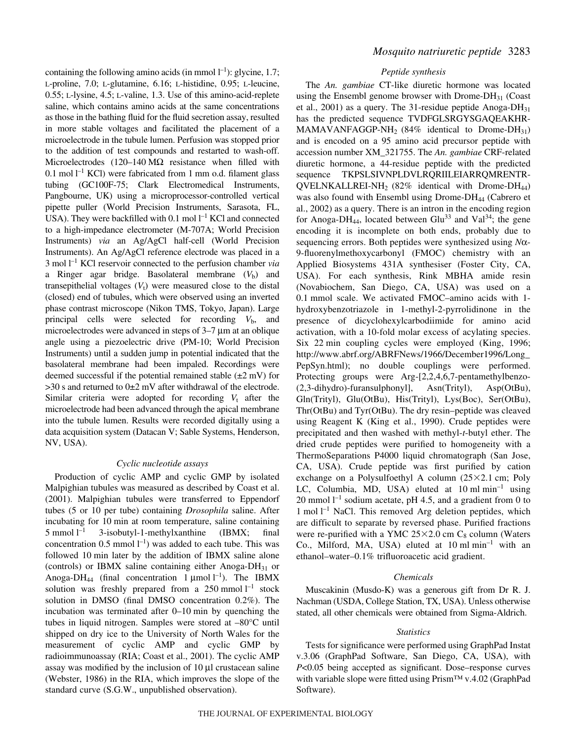containing the following amino acids (in mmol $l^{-1}$): glycine, 1.7; L-proline, 7.0; L-glutamine, 6.16; L-histidine, 0.95; L-leucine, 0.55; L-lysine, 4.5; L-valine, 1.3. Use of this amino-acid-replete saline, which contains amino acids at the same concentrations as those in the bathing fluid for the fluid secretion assay, resulted in more stable voltages and facilitated the placement of a microelectrode in the tubule lumen. Perfusion was stopped prior to the addition of test compounds and restarted to wash-off. Microelectrodes (120–140 MΩ resistance when filled with 0.1 mol $l^{-1}$ KCl) were fabricated from 1 mm o.d. filament glass tubing (GC100F-75; Clark Electromedical Instruments, Pangbourne, UK) using a microprocessor-controlled vertical pipette puller (World Precision Instruments, Sarasota, FL, USA). They were backfilled with 0.1 mol $l^{-1}$ KCl and connected to a high-impedance electrometer (M-707A; World Precision Instruments) *via* an Ag/AgCl half-cell (World Precision Instruments). An Ag/AgCl reference electrode was placed in a 3 mol $l^{-1}$ KCl reservoir connected to the perfusion chamber *via* a Ringer agar bridge. Basolateral membrane ($V_b$) and transepithelial voltages ($V_t$) were measured close to the distal (closed) end of tubules, which were observed using an inverted phase contrast microscope (Nikon TMS, Tokyo, Japan). Large principal cells were selected for recording $V_b$, and microelectrodes were advanced in steps of 3–7 μm at an oblique angle using a piezoelectric drive (PM-10; World Precision Instruments) until a sudden jump in potential indicated that the basolateral membrane had been impaled. Recordings were deemed successful if the potential remained stable (±2 mV) for >30 s and returned to 0±2 mV after withdrawal of the electrode. Similar criteria were adopted for recording $V_t$ after the microelectrode had been advanced through the apical membrane into the tubule lumen. Results were recorded digitally using a data acquisition system (Datacan V; Sable Systems, Henderson, NV, USA).

### Cyclic nucleotide assays

Production of cyclic AMP and cyclic GMP by isolated Malpighian tubules was measured as described by Coast et al. (2001). Malpighian tubules were transferred to Eppendorf tubes (5 or 10 per tube) containing *Drosophila* saline. After incubating for 10 min at room temperature, saline containing 5 mmol $l^{-1}$ 3-isobutyl-1-methylxanthine (IBMX; final concentration 0.5 mmol $l^{-1}$) was added to each tube. This was followed 10 min later by the addition of IBMX saline alone (controls) or IBMX saline containing either Anoga-DH$_{31}$ or Anoga-DH$_{44}$ (final concentration 1 μmol $l^{-1}$). The IBMX solution was freshly prepared from a 250 mmol $l^{-1}$ stock solution in DMSO (final DMSO concentration 0.2%). The incubation was terminated after 0–10 min by quenching the tubes in liquid nitrogen. Samples were stored at –80°C until shipped on dry ice to the University of North Wales for the measurement of cyclic AMP and cyclic GMP by radioimmunoassay (RIA; Coast et al., 2001). The cyclic AMP assay was modified by the inclusion of 10 μl crustacean saline (Webster, 1986) in the RIA, which improves the slope of the standard curve (S.G.W., unpublished observation).

### Peptide synthesis

The *An. gambiae* CT-like diuretic hormone was located using the Ensembl genome browser with Drome-DH$_{31}$ (Coast et al., 2001) as a query. The 31-residue peptide Anoga-DH$_{31}$ has the predicted sequence TVDFGLSRGYSGAQEAKHR-MAMAVANFAGGP-NH$_2$ (84% identical to Drome-DH$_{31}$) and is encoded on a 95 amino acid precursor peptide with accession number XM_321755. The *An. gambiae* CRF-related diuretic hormone, a 44-residue peptide with the predicted sequence TKPSLSIVNPLDVLRQRIILEIARRQMRENTR-QVELNKALLREI-NH$_2$ (82% identical with Drome-DH$_{44}$) was also found with Ensembl using Drome-DH$_{44}$ (Cabrero et al., 2002) as a query. There is an intron in the encoding region for Anoga-DH$_{44}$, located between Glu$^{33}$ and Val$^{34}$; the gene encoding it is incomplete on both ends, probably due to sequencing errors. Both peptides were synthesized using *N*α-9-fluorenylmethoxycarbonyl (FMOC) chemistry with an Applied Biosystems 431A synthesiser (Foster City, CA, USA). For each synthesis, Rink MBHA amide resin (Novabiochem, San Diego, CA, USA) was used on a 0.1 mmol scale. We activated FMOC–amino acids with 1-hydroxybenzotriazole in 1-methyl-2-pyrrolidinone in the presence of dicyclohexylcarbodiimide for amino acid activation, with a 10-fold molar excess of acylating species. Six 22 min coupling cycles were employed (King, 1996; http://www.abrf.org/ABRFNews/1966/December1996/Long_PepSyn.html); no double couplings were performed. Protecting groups were Arg-[2,2,4,6,7-pentamethylbenzo-(2,3-dihydro)-furansulphonyl], Asn(Trityl), Asp(OtBu), Gln(Trityl), Glu(OtBu), His(Trityl), Lys(Boc), Ser(OtBu), Thr(OtBu) and Tyr(OtBu). The dry resin–peptide was cleaved using Reagent K (King et al., 1990). Crude peptides were precipitated and then washed with methyl-*t*-butyl ether. The dried crude peptides were purified to homogeneity with a ThermoSeparations P4000 liquid chromatograph (San Jose, CA, USA). Crude peptide was first purified by cation exchange on a Polysulfoethyl A column (25×2.1 cm; Poly LC, Columbia, MD, USA) eluted at 10 ml $min^{-1}$ using 20 mmol $l^{-1}$ sodium acetate, pH 4.5, and a gradient from 0 to 1 mol $l^{-1}$ NaCl. This removed Arg deletion peptides, which are difficult to separate by reversed phase. Purified fractions were re-purified with a YMC 25×2.0 cm $C_8$ column (Waters Co., Milford, MA, USA) eluted at 10 ml $min^{-1}$ with an ethanol–water–0.1% trifluoroacetic acid gradient.

### Chemicals

Muscakinin (Musdo-K) was a generous gift from Dr R. J. Nachman (USDA, College Station, TX, USA). Unless otherwise stated, all other chemicals were obtained from Sigma-Aldrich.

### Statistics

Tests for significance were performed using GraphPad Instat v.3.06 (GraphPad Software, San Diego, CA, USA), with $P<0.05$ being accepted as significant. Dose–response curves with variable slope were fitted using Prism™ v.4.02 (GraphPad Software).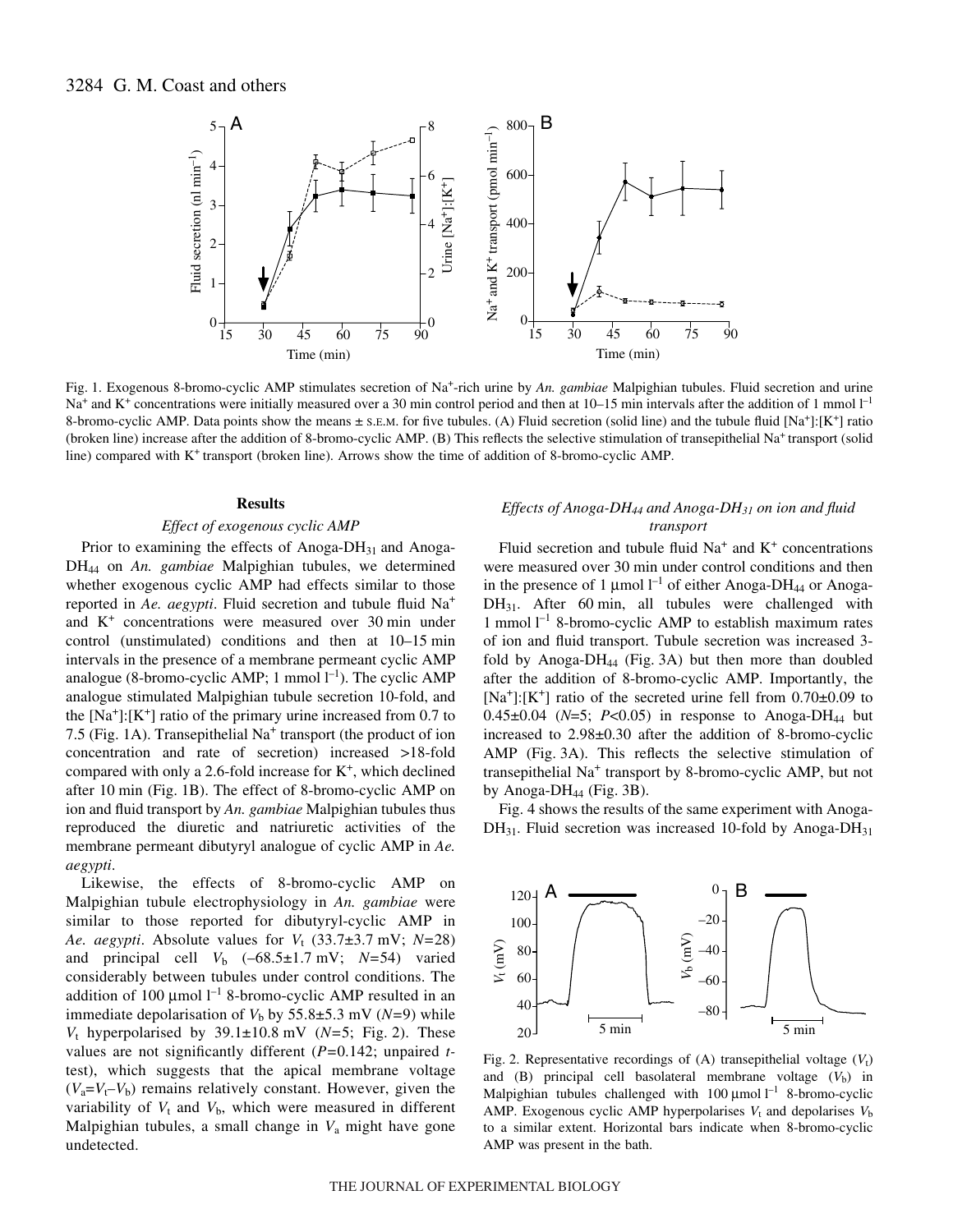Fig. 1. Exogenous 8-bromo-cyclic AMP stimulates secretion of $Na^+$-rich urine by *An. gambiae* Malpighian tubules. Fluid secretion and urine $Na^+$ and $K^+$ concentrations were initially measured over a 30 min control period and then at 10–15 min intervals after the addition of 1 mmol $l^{-1}$ 8-bromo-cyclic AMP. Data points show the means ± S.E.M. for five tubules. (A) Fluid secretion (solid line) and the tubule fluid $[Na^+]$:$[K^+]$ ratio (broken line) increase after the addition of 8-bromo-cyclic AMP. (B) This reflects the selective stimulation of transepithelial $Na^+$ transport (solid line) compared with $K^+$ transport (broken line). Arrows show the time of addition of 8-bromo-cyclic AMP.

## Results

### *Effect of exogenous cyclic AMP*

Prior to examining the effects of Anoga-$DH_{31}$ and Anoga-$DH_{44}$ on *An. gambiae* Malpighian tubules, we determined whether exogenous cyclic AMP had effects similar to those reported in *Ae. aegypti*. Fluid secretion and tubule fluid $Na^+$ and $K^+$ concentrations were measured over 30 min under control (unstimulated) conditions and then at 10–15 min intervals in the presence of a membrane permeant cyclic AMP analogue (8-bromo-cyclic AMP; 1 mmol $l^{-1}$). The cyclic AMP analogue stimulated Malpighian tubule secretion 10-fold, and the $[Na^+]$:$[K^+]$ ratio of the primary urine increased from 0.7 to 7.5 (Fig. 1A). Transepithelial $Na^+$ transport (the product of ion concentration and rate of secretion) increased >18-fold compared with only a 2.6-fold increase for $K^+$, which declined after 10 min (Fig. 1B). The effect of 8-bromo-cyclic AMP on ion and fluid transport by *An. gambiae* Malpighian tubules thus reproduced the diuretic and natriuretic activities of the membrane permeant dibutyryl analogue of cyclic AMP in *Ae. aegypti*.

Likewise, the effects of 8-bromo-cyclic AMP on Malpighian tubule electrophysiology in *An. gambiae* were similar to those reported for dibutyryl-cyclic AMP in *Ae. aegypti*. Absolute values for $V_t$ (33.7±3.7 mV; $N$=28) and principal cell $V_b$ (–68.5±1.7 mV; $N$=54) varied considerably between tubules under control conditions. The addition of 100 µmol $l^{-1}$ 8-bromo-cyclic AMP resulted in an immediate depolarisation of $V_b$ by 55.8±5.3 mV ($N$=9) while $V_t$ hyperpolarised by 39.1±10.8 mV ($N$=5; Fig. 2). These values are not significantly different ($P$=0.142; unpaired $t$-test), which suggests that the apical membrane voltage ($V_a$=$V_t$–$V_b$) remains relatively constant. However, given the variability of $V_t$ and $V_b$, which were measured in different Malpighian tubules, a small change in $V_a$ might have gone undetected.

### *Effects of Anoga-$DH_{44}$ and Anoga-$DH_{31}$ on ion and fluid transport*

Fluid secretion and tubule fluid $Na^+$ and $K^+$ concentrations were measured over 30 min under control conditions and then in the presence of 1 µmol $l^{-1}$ of either Anoga-$DH_{44}$ or Anoga-$DH_{31}$. After 60 min, all tubules were challenged with 1 mmol $l^{-1}$ 8-bromo-cyclic AMP to establish maximum rates of ion and fluid transport. Tubule secretion was increased 3-fold by Anoga-$DH_{44}$ (Fig. 3A) but then more than doubled after the addition of 8-bromo-cyclic AMP. Importantly, the $[Na^+]$:$[K^+]$ ratio of the secreted urine fell from 0.70±0.09 to 0.45±0.04 ($N$=5; $P$<0.05) in response to Anoga-$DH_{44}$ but increased to 2.98±0.30 after the addition of 8-bromo-cyclic AMP (Fig. 3A). This reflects the selective stimulation of transepithelial $Na^+$ transport by 8-bromo-cyclic AMP, but not by Anoga-$DH_{44}$ (Fig. 3B).

Fig. 4 shows the results of the same experiment with Anoga-$DH_{31}$. Fluid secretion was increased 10-fold by Anoga-$DH_{31}$

Fig. 2. Representative recordings of (A) transepithelial voltage ($V_t$) and (B) principal cell basolateral membrane voltage ($V_b$) in Malpighian tubules challenged with 100 µmol $l^{-1}$ 8-bromo-cyclic AMP. Exogenous cyclic AMP hyperpolarises $V_t$ and depolarises $V_b$ to a similar extent. Horizontal bars indicate when 8-bromo-cyclic AMP was present in the bath.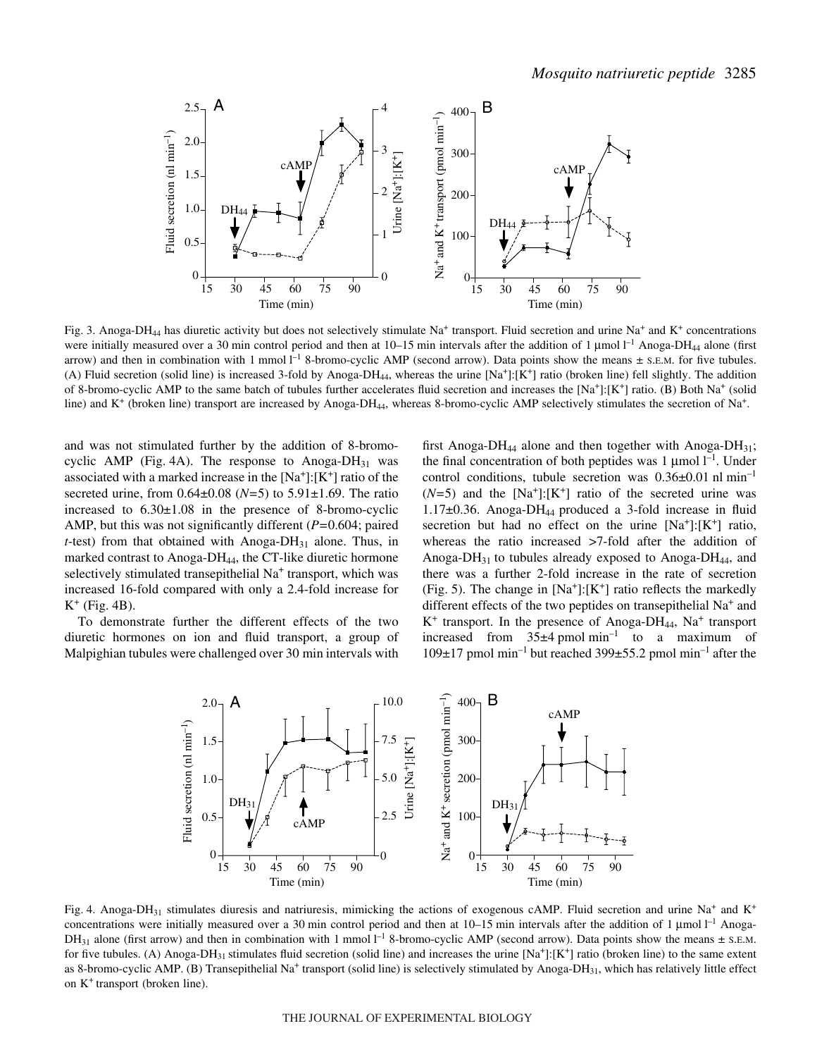Fig. 3. Anoga-$DH_{44}$ has diuretic activity but does not selectively stimulate $Na^+$ transport. Fluid secretion and urine $Na^+$ and $K^+$ concentrations were initially measured over a 30 min control period and then at 10–15 min intervals after the addition of 1 μmol $l^{-1}$ Anoga-$DH_{44}$ alone (first arrow) and then in combination with 1 mmol $l^{-1}$ 8-bromo-cyclic AMP (second arrow). Data points show the means ± S.E.M. for five tubules. (A) Fluid secretion (solid line) is increased 3-fold by Anoga-$DH_{44}$, whereas the urine $[Na^+]$:$[K^+]$ ratio (broken line) fell slightly. The addition of 8-bromo-cyclic AMP to the same batch of tubules further accelerates fluid secretion and increases the $[Na^+]$:$[K^+]$ ratio. (B) Both $Na^+$ (solid line) and $K^+$ (broken line) transport are increased by Anoga-$DH_{44}$, whereas 8-bromo-cyclic AMP selectively stimulates the secretion of $Na^+$.

and was not stimulated further by the addition of 8-bromo-cyclic AMP (Fig. 4A). The response to Anoga-$DH_{31}$ was associated with a marked increase in the $[Na^+]$:$[K^+]$ ratio of the secreted urine, from 0.64±0.08 ($N$=5) to 5.91±1.69. The ratio increased to 6.30±1.08 in the presence of 8-bromo-cyclic AMP, but this was not significantly different ($P$=0.604; paired $t$-test) from that obtained with Anoga-$DH_{31}$ alone. Thus, in marked contrast to Anoga-$DH_{44}$, the CT-like diuretic hormone selectively stimulated transepithelial $Na^+$ transport, which was increased 16-fold compared with only a 2.4-fold increase for $K^+$ (Fig. 4B).

To demonstrate further the different effects of the two diuretic hormones on ion and fluid transport, a group of Malpighian tubules were challenged over 30 min intervals with first Anoga-$DH_{44}$ alone and then together with Anoga-$DH_{31}$; the final concentration of both peptides was 1 μmol $l^{-1}$. Under control conditions, tubule secretion was 0.36±0.01 nl $min^{-1}$ ($N$=5) and the $[Na^+]$:$[K^+]$ ratio of the secreted urine was 1.17±0.36. Anoga-$DH_{44}$ produced a 3-fold increase in fluid secretion but had no effect on the urine $[Na^+]$:$[K^+]$ ratio, whereas the ratio increased >7-fold after the addition of Anoga-$DH_{31}$ to tubules already exposed to Anoga-$DH_{44}$, and there was a further 2-fold increase in the rate of secretion (Fig. 5). The change in $[Na^+]$:$[K^+]$ ratio reflects the markedly different effects of the two peptides on transepithelial $Na^+$ and $K^+$ transport. In the presence of Anoga-$DH_{44}$, $Na^+$ transport increased from 35±4 pmol $min^{-1}$ to a maximum of 109±17 pmol $min^{-1}$ but reached 399±55.2 pmol $min^{-1}$ after the

Fig. 4. Anoga-$DH_{31}$ stimulates diuresis and natriuresis, mimicking the actions of exogenous cAMP. Fluid secretion and urine $Na^+$ and $K^+$ concentrations were initially measured over a 30 min control period and then at 10–15 min intervals after the addition of 1 μmol $l^{-1}$ Anoga-$DH_{31}$ alone (first arrow) and then in combination with 1 mmol $l^{-1}$ 8-bromo-cyclic AMP (second arrow). Data points show the means ± S.E.M. for five tubules. (A) Anoga-$DH_{31}$ stimulates fluid secretion (solid line) and increases the urine $[Na^+]$:$[K^+]$ ratio (broken line) to the same extent as 8-bromo-cyclic AMP. (B) Transepithelial $Na^+$ transport (solid line) is selectively stimulated by Anoga-$DH_{31}$, which has relatively little effect on $K^+$ transport (broken line).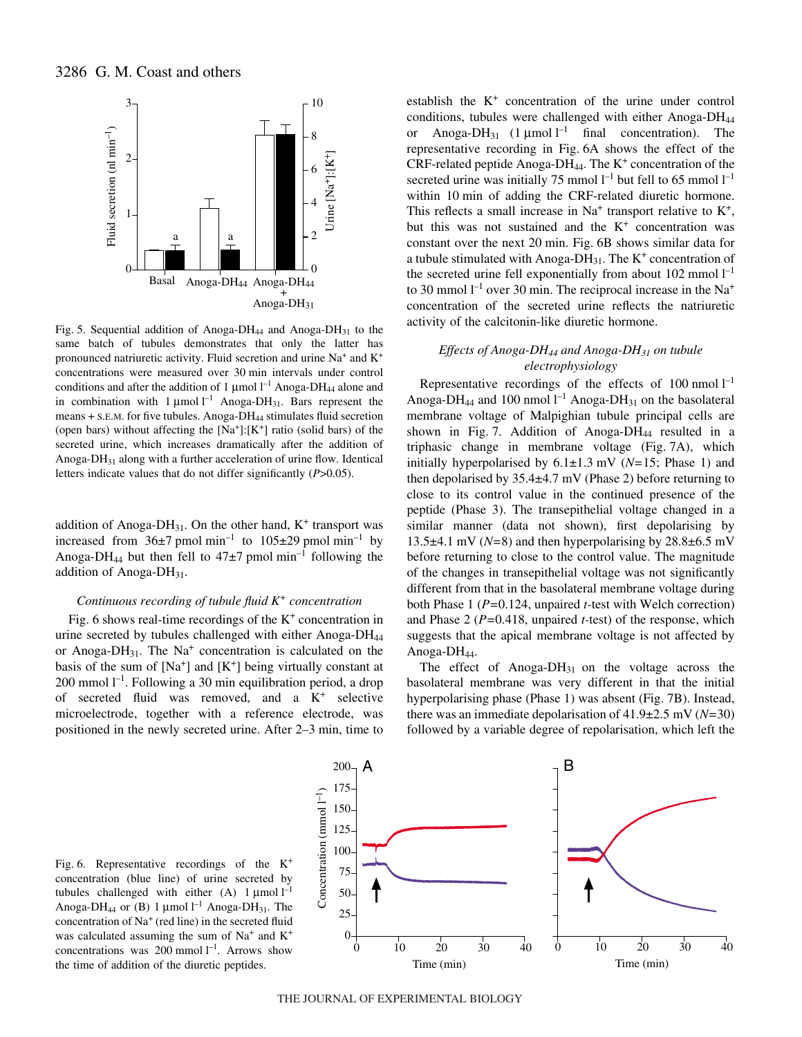Fig. 5. Sequential addition of Anoga-DH$_{44}$ and Anoga-DH$_{31}$ to the same batch of tubules demonstrates that only the latter has pronounced natriuretic activity. Fluid secretion and urine $Na^+$ and $K^+$ concentrations were measured over 30 min intervals under control conditions and after the addition of 1 μmol $l^{-1}$ Anoga-DH$_{44}$ alone and in combination with 1 μmol $l^{-1}$ Anoga-DH$_{31}$. Bars represent the means + S.E.M. for five tubules. Anoga-DH$_{44}$ stimulates fluid secretion (open bars) without affecting the $[Na^+]$:$[K^+]$ ratio (solid bars) of the secreted urine, which increases dramatically after the addition of Anoga-DH$_{31}$ along with a further acceleration of urine flow. Identical letters indicate values that do not differ significantly ($P$>0.05).

addition of Anoga-DH$_{31}$. On the other hand, $K^+$ transport was increased from 36±7 pmol $min^{-1}$ to 105±29 pmol $min^{-1}$ by Anoga-DH$_{44}$ but then fell to 47±7 pmol $min^{-1}$ following the addition of Anoga-DH$_{31}$.

### *Continuous recording of tubule fluid $K^+$ concentration*

Fig. 6 shows real-time recordings of the $K^+$ concentration in urine secreted by tubules challenged with either Anoga-DH$_{44}$ or Anoga-DH$_{31}$. The $Na^+$ concentration is calculated on the basis of the sum of $[Na^+]$ and $[K^+]$ being virtually constant at 200 mmol $l^{-1}$. Following a 30 min equilibration period, a drop of secreted fluid was removed, and a $K^+$ selective microelectrode, together with a reference electrode, was positioned in the newly secreted urine. After 2–3 min, time to establish the $K^+$ concentration of the urine under control conditions, tubules were challenged with either Anoga-DH$_{44}$ or Anoga-DH$_{31}$ (1 μmol $l^{-1}$ final concentration). The representative recording in Fig. 6A shows the effect of the CRF-related peptide Anoga-DH$_{44}$. The $K^+$ concentration of the secreted urine was initially 75 mmol $l^{-1}$ but fell to 65 mmol $l^{-1}$ within 10 min of adding the CRF-related diuretic hormone. This reflects a small increase in $Na^+$ transport relative to $K^+$, but this was not sustained and the $K^+$ concentration was constant over the next 20 min. Fig. 6B shows similar data for a tubule stimulated with Anoga-DH$_{31}$. The $K^+$ concentration of the secreted urine fell exponentially from about 102 mmol $l^{-1}$ to 30 mmol $l^{-1}$ over 30 min. The reciprocal increase in the $Na^+$ concentration of the secreted urine reflects the natriuretic activity of the calcitonin-like diuretic hormone.

### *Effects of Anoga-DH$_{44}$ and Anoga-DH$_{31}$ on tubule electrophysiology*

Representative recordings of the effects of 100 nmol $l^{-1}$ Anoga-DH$_{44}$ and 100 nmol $l^{-1}$ Anoga-DH$_{31}$ on the basolateral membrane voltage of Malpighian tubule principal cells are shown in Fig. 7. Addition of Anoga-DH$_{44}$ resulted in a triphasic change in membrane voltage (Fig. 7A), which initially hyperpolarised by 6.1±1.3 mV ($N$=15; Phase 1) and then depolarised by 35.4±4.7 mV (Phase 2) before returning to close to its control value in the continued presence of the peptide (Phase 3). The transepithelial voltage changed in a similar manner (data not shown), first depolarising by 13.5±4.1 mV ($N$=8) and then hyperpolarising by 28.8±6.5 mV before returning to close to the control value. The magnitude of the changes in transepithelial voltage was not significantly different from that in the basolateral membrane voltage during both Phase 1 ($P$=0.124, unpaired $t$-test with Welch correction) and Phase 2 ($P$=0.418, unpaired $t$-test) of the response, which suggests that the apical membrane voltage is not affected by Anoga-DH$_{44}$.

The effect of Anoga-DH$_{31}$ on the voltage across the basolateral membrane was very different in that the initial hyperpolarising phase (Phase 1) was absent (Fig. 7B). Instead, there was an immediate depolarisation of 41.9±2.5 mV ($N$=30) followed by a variable degree of repolarisation, which left the

Fig. 6. Representative recordings of the $K^+$ concentration (blue line) of urine secreted by tubules challenged with either (A) 1 μmol $l^{-1}$ Anoga-DH$_{44}$ or (B) 1 μmol $l^{-1}$ Anoga-DH$_{31}$. The concentration of $Na^+$ (red line) in the secreted fluid was calculated assuming the sum of $Na^+$ and $K^+$ concentrations was 200 mmol $l^{-1}$. Arrows show the time of addition of the diuretic peptides.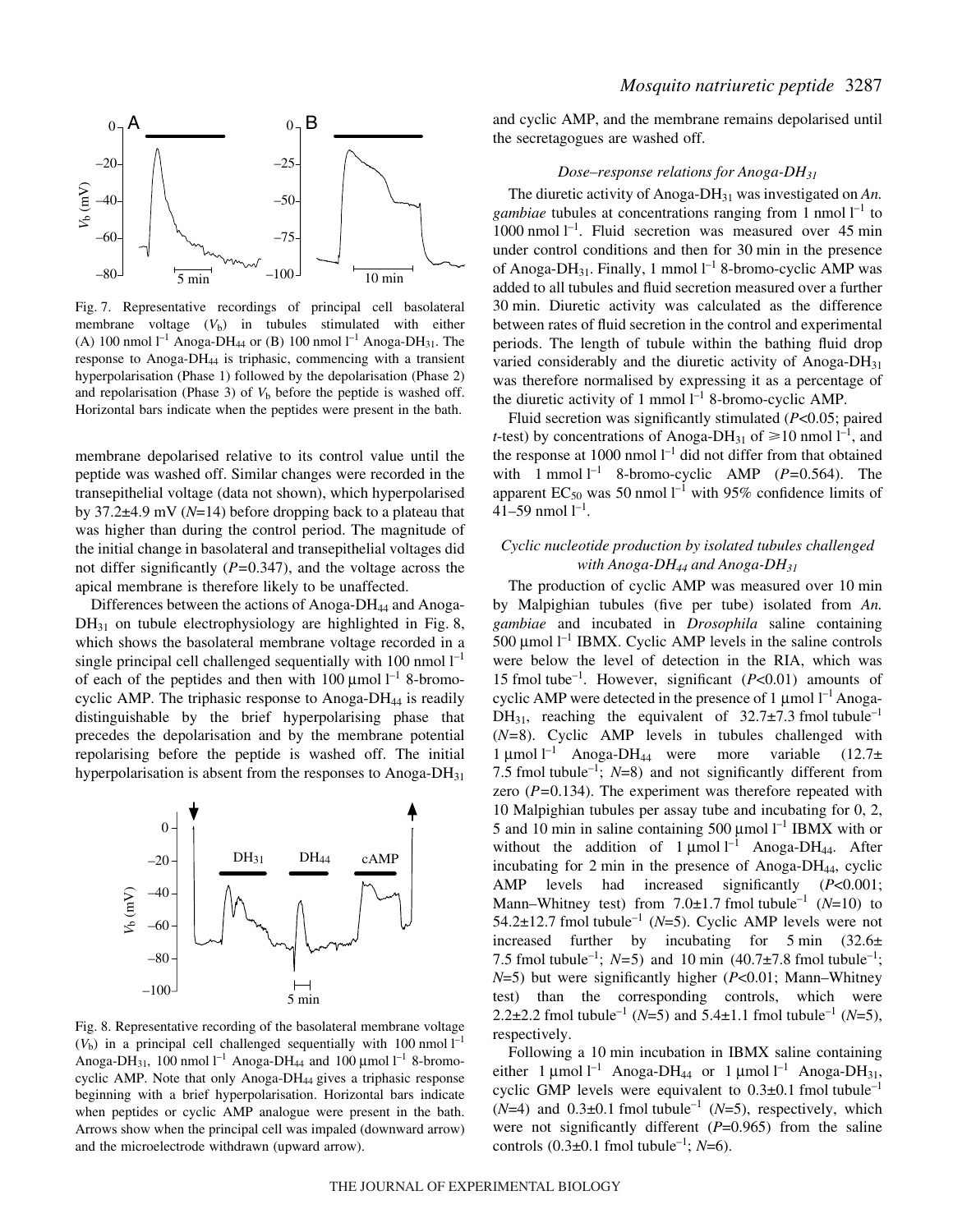Fig. 7. Representative recordings of principal cell basolateral membrane voltage ($V_b$) in tubules stimulated with either (A) 100 nmol $l^{-1}$ Anoga-DH$_{44}$ or (B) 100 nmol $l^{-1}$ Anoga-DH$_{31}$. The response to Anoga-DH$_{44}$ is triphasic, commencing with a transient hyperpolarisation (Phase 1) followed by the depolarisation (Phase 2) and repolarisation (Phase 3) of $V_b$ before the peptide is washed off. Horizontal bars indicate when the peptides were present in the bath.

membrane depolarised relative to its control value until the peptide was washed off. Similar changes were recorded in the transepithelial voltage (data not shown), which hyperpolarised by 37.2±4.9 mV ($N$=14) before dropping back to a plateau that was higher than during the control period. The magnitude of the initial change in basolateral and transepithelial voltages did not differ significantly ($P$=0.347), and the voltage across the apical membrane is therefore likely to be unaffected.

Differences between the actions of Anoga-DH$_{44}$ and Anoga-DH$_{31}$ on tubule electrophysiology are highlighted in Fig. 8, which shows the basolateral membrane voltage recorded in a single principal cell challenged sequentially with 100 nmol $l^{-1}$ of each of the peptides and then with 100 µmol $l^{-1}$ 8-bromo-cyclic AMP. The triphasic response to Anoga-DH$_{44}$ is readily distinguishable by the brief hyperpolarising phase that precedes the depolarisation and by the membrane potential repolarising before the peptide is washed off. The initial hyperpolarisation is absent from the responses to Anoga-DH$_{31}$ and cyclic AMP, and the membrane remains depolarised until the secretagogues are washed off.

Fig. 8. Representative recording of the basolateral membrane voltage ($V_b$) in a principal cell challenged sequentially with 100 nmol $l^{-1}$ Anoga-DH$_{31}$, 100 nmol $l^{-1}$ Anoga-DH$_{44}$ and 100 µmol $l^{-1}$ 8-bromo-cyclic AMP. Note that only Anoga-DH$_{44}$ gives a triphasic response beginning with a brief hyperpolarisation. Horizontal bars indicate when peptides or cyclic AMP analogue were present in the bath. Arrows show when the principal cell was impaled (downward arrow) and the microelectrode withdrawn (upward arrow).

### *Dose–response relations for Anoga-DH$_{31}$*

The diuretic activity of Anoga-DH$_{31}$ was investigated on *An. gambiae* tubules at concentrations ranging from 1 nmol $l^{-1}$ to 1000 nmol $l^{-1}$. Fluid secretion was measured over 45 min under control conditions and then for 30 min in the presence of Anoga-DH$_{31}$. Finally, 1 mmol $l^{-1}$ 8-bromo-cyclic AMP was added to all tubules and fluid secretion measured over a further 30 min. Diuretic activity was calculated as the difference between rates of fluid secretion in the control and experimental periods. The length of tubule within the bathing fluid drop varied considerably and the diuretic activity of Anoga-DH$_{31}$ was therefore normalised by expressing it as a percentage of the diuretic activity of 1 mmol $l^{-1}$ 8-bromo-cyclic AMP.

Fluid secretion was significantly stimulated ($P$<0.05; paired $t$-test) by concentrations of Anoga-DH$_{31}$ of ⩾10 nmol $l^{-1}$, and the response at 1000 nmol $l^{-1}$ did not differ from that obtained with 1 mmol $l^{-1}$ 8-bromo-cyclic AMP ($P$=0.564). The apparent EC$_{50}$ was 50 nmol $l^{-1}$ with 95% confidence limits of 41–59 nmol $l^{-1}$.

### *Cyclic nucleotide production by isolated tubules challenged with Anoga-DH$_{44}$ and Anoga-DH$_{31}$*

The production of cyclic AMP was measured over 10 min by Malpighian tubules (five per tube) isolated from *An. gambiae* and incubated in *Drosophila* saline containing 500 µmol $l^{-1}$ IBMX. Cyclic AMP levels in the saline controls were below the level of detection in the RIA, which was 15 fmol tube$^{-1}$. However, significant ($P$<0.01) amounts of cyclic AMP were detected in the presence of 1 µmol $l^{-1}$ Anoga-DH$_{31}$, reaching the equivalent of 32.7±7.3 fmol tubule$^{-1}$ ($N$=8). Cyclic AMP levels in tubules challenged with 1 µmol $l^{-1}$ Anoga-DH$_{44}$ were more variable (12.7±7.5 fmol tubule$^{-1}$; $N$=8) and not significantly different from zero ($P$=0.134). The experiment was therefore repeated with 10 Malpighian tubules per assay tube and incubating for 0, 2, 5 and 10 min in saline containing 500 µmol $l^{-1}$ IBMX with or without the addition of 1 µmol $l^{-1}$ Anoga-DH$_{44}$. After incubating for 2 min in the presence of Anoga-DH$_{44}$, cyclic AMP levels had increased significantly ($P$<0.001; Mann–Whitney test) from 7.0±1.7 fmol tubule$^{-1}$ ($N$=10) to 54.2±12.7 fmol tubule$^{-1}$ ($N$=5). Cyclic AMP levels were not increased further by incubating for 5 min (32.6±7.5 fmol tubule$^{-1}$; $N$=5) and 10 min (40.7±7.8 fmol tubule$^{-1}$; $N$=5) but were significantly higher ($P$<0.01; Mann–Whitney test) than the corresponding controls, which were 2.2±2.2 fmol tubule$^{-1}$ ($N$=5) and 5.4±1.1 fmol tubule$^{-1}$ ($N$=5), respectively.

Following a 10 min incubation in IBMX saline containing either 1 µmol $l^{-1}$ Anoga-DH$_{44}$ or 1 µmol $l^{-1}$ Anoga-DH$_{31}$, cyclic GMP levels were equivalent to 0.3±0.1 fmol tubule$^{-1}$ ($N$=4) and 0.3±0.1 fmol tubule$^{-1}$ ($N$=5), respectively, which were not significantly different ($P$=0.965) from the saline controls (0.3±0.1 fmol tubule$^{-1}$; $N$=6).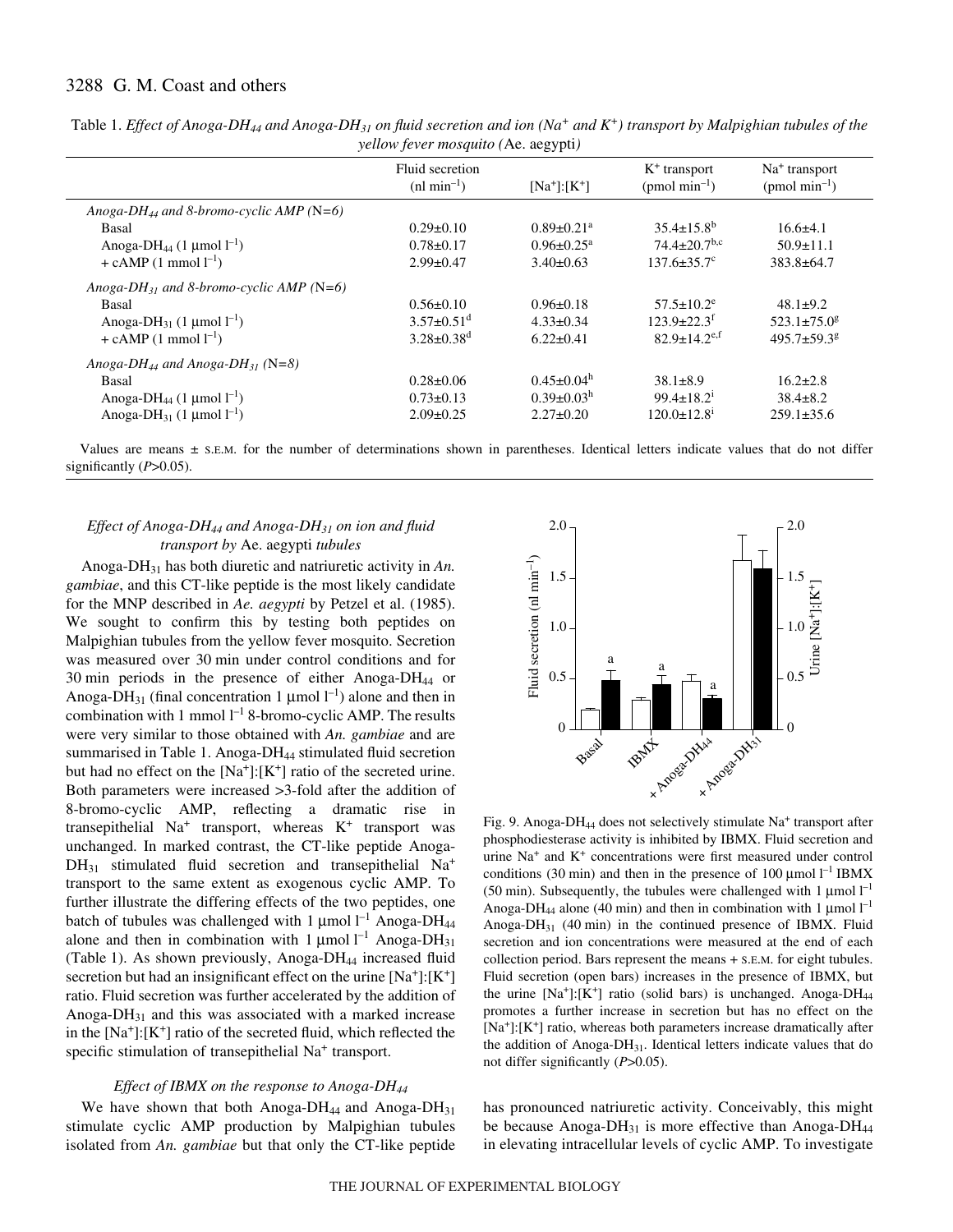Table 1. *Effect of Anoga-DH$_{44}$ and Anoga-DH$_{31}$ on fluid secretion and ion ($Na^+$ and $K^+$) transport by Malpighian tubules of the yellow fever mosquito (*Ae. aegypti*)*

| | Fluid secretion (nl min$^{-1}$) | [$Na^+$]:[$K^+$] | $K^+$ transport (pmol min$^{-1}$) | $Na^+$ transport (pmol min$^{-1}$) |
|---|---|---|---|---|
| *Anoga-DH$_{44}$ and 8-bromo-cyclic AMP (N=6)* | | | | |
| Basal | 0.29±0.10 | 0.89±0.21[a] | 35.4±15.8[b] | 16.6±4.1 |
| Anoga-DH$_{44}$ (1 μmol l$^{-1}$) | 0.78±0.17 | 0.96±0.25[a] | 74.4±20.7[b,c] | 50.9±11.1 |
| + cAMP (1 mmol l$^{-1}$) | 2.99±0.47 | 3.40±0.63 | 137.6±35.7[c] | 383.8±64.7 |
| *Anoga-DH$_{31}$ and 8-bromo-cyclic AMP (N=6)* | | | | |
| Basal | 0.56±0.10 | 0.96±0.18 | 57.5±10.2[e] | 48.1±9.2 |
| Anoga-DH$_{31}$ (1 μmol l$^{-1}$) | 3.57±0.51[d] | 4.33±0.34 | 123.9±22.3[f] | 523.1±75.0[g] |
| + cAMP (1 mmol l$^{-1}$) | 3.28±0.38[d] | 6.22±0.41 | 82.9±14.2[e,f] | 495.7±59.3[g] |
| *Anoga-DH$_{44}$ and Anoga-DH$_{31}$ (N=8)* | | | | |
| Basal | 0.28±0.06 | 0.45±0.04[h] | 38.1±8.9 | 16.2±2.8 |
| Anoga-DH$_{44}$ (1 μmol l$^{-1}$) | 0.73±0.13 | 0.39±0.03[h] | 99.4±18.2[i] | 38.4±8.2 |
| Anoga-DH$_{31}$ (1 μmol l$^{-1}$) | 2.09±0.25 | 2.27±0.20 | 120.0±12.8[i] | 259.1±35.6 |

Values are means ± S.E.M. for the number of determinations shown in parentheses. Identical letters indicate values that do not differ significantly ($P$>0.05).

### *Effect of Anoga-DH$_{44}$ and Anoga-DH$_{31}$ on ion and fluid transport by* Ae. aegypti *tubules*

Anoga-DH$_{31}$ has both diuretic and natriuretic activity in *An. gambiae*, and this CT-like peptide is the most likely candidate for the MNP described in *Ae. aegypti* by Petzel et al. (1985). We sought to confirm this by testing both peptides on Malpighian tubules from the yellow fever mosquito. Secretion was measured over 30 min under control conditions and for 30 min periods in the presence of either Anoga-DH$_{44}$ or Anoga-DH$_{31}$ (final concentration 1 μmol l$^{-1}$) alone and then in combination with 1 mmol l$^{-1}$ 8-bromo-cyclic AMP. The results were very similar to those obtained with *An. gambiae* and are summarised in Table 1. Anoga-DH$_{44}$ stimulated fluid secretion but had no effect on the [$Na^+$]:[$K^+$] ratio of the secreted urine. Both parameters were increased >3-fold after the addition of 8-bromo-cyclic AMP, reflecting a dramatic rise in transepithelial $Na^+$ transport, whereas $K^+$ transport was unchanged. In marked contrast, the CT-like peptide Anoga-DH$_{31}$ stimulated fluid secretion and transepithelial $Na^+$ transport to the same extent as exogenous cyclic AMP. To further illustrate the differing effects of the two peptides, one batch of tubules was challenged with 1 μmol l$^{-1}$ Anoga-DH$_{44}$ alone and then in combination with 1 μmol l$^{-1}$ Anoga-DH$_{31}$ (Table 1). As shown previously, Anoga-DH$_{44}$ increased fluid secretion but had an insignificant effect on the urine [$Na^+$]:[$K^+$] ratio. Fluid secretion was further accelerated by the addition of Anoga-DH$_{31}$ and this was associated with a marked increase in the [$Na^+$]:[$K^+$] ratio of the secreted fluid, which reflected the specific stimulation of transepithelial $Na^+$ transport.

### *Effect of IBMX on the response to Anoga-DH$_{44}$*

We have shown that both Anoga-DH$_{44}$ and Anoga-DH$_{31}$ stimulate cyclic AMP production by Malpighian tubules isolated from *An. gambiae* but that only the CT-like peptide has pronounced natriuretic activity. Conceivably, this might be because Anoga-DH$_{31}$ is more effective than Anoga-DH$_{44}$ in elevating intracellular levels of cyclic AMP. To investigate

Fig. 9. Anoga-DH$_{44}$ does not selectively stimulate $Na^+$ transport after phosphodiesterase activity is inhibited by IBMX. Fluid secretion and urine $Na^+$ and $K^+$ concentrations were first measured under control conditions (30 min) and then in the presence of 100 μmol l$^{-1}$ IBMX (50 min). Subsequently, the tubules were challenged with 1 μmol l$^{-1}$ Anoga-DH$_{44}$ alone (40 min) and then in combination with 1 μmol l$^{-1}$ Anoga-DH$_{31}$ (40 min) in the continued presence of IBMX. Fluid secretion and ion concentrations were measured at the end of each collection period. Bars represent the means + S.E.M. for eight tubules. Fluid secretion (open bars) increases in the presence of IBMX, but the urine [$Na^+$]:[$K^+$] ratio (solid bars) is unchanged. Anoga-DH$_{44}$ promotes a further increase in secretion but has no effect on the [$Na^+$]:[$K^+$] ratio, whereas both parameters increase dramatically after the addition of Anoga-DH$_{31}$. Identical letters indicate values that do not differ significantly ($P$>0.05).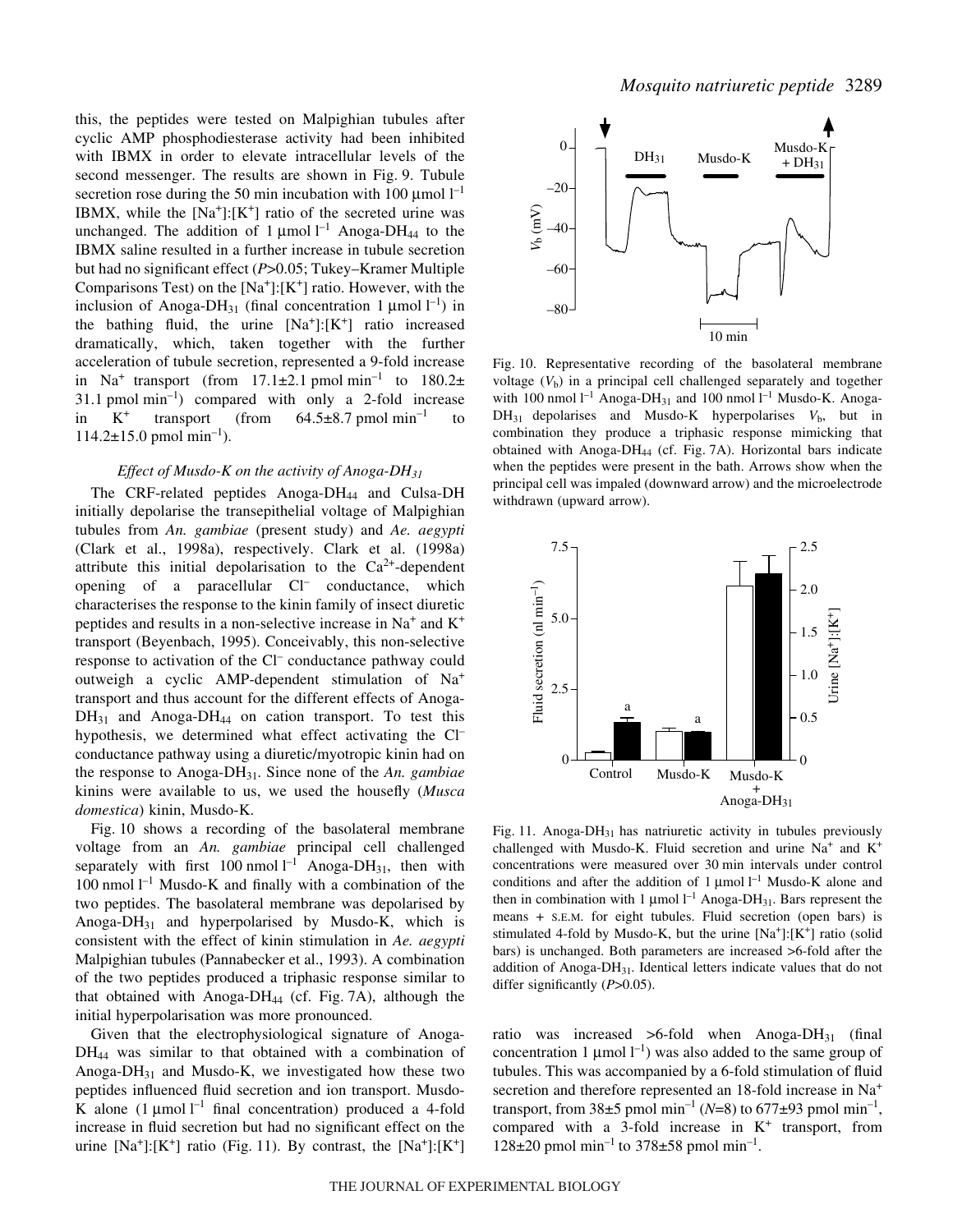this, the peptides were tested on Malpighian tubules after cyclic AMP phosphodiesterase activity had been inhibited with IBMX in order to elevate intracellular levels of the second messenger. The results are shown in Fig. 9. Tubule secretion rose during the 50 min incubation with 100 μmol $l^{-1}$ IBMX, while the [$Na^+$]:[$K^+$] ratio of the secreted urine was unchanged. The addition of 1 μmol $l^{-1}$ Anoga-$DH_{44}$ to the IBMX saline resulted in a further increase in tubule secretion but had no significant effect ($P$>0.05; Tukey–Kramer Multiple Comparisons Test) on the [$Na^+$]:[$K^+$] ratio. However, with the inclusion of Anoga-$DH_{31}$ (final concentration 1 μmol $l^{-1}$) in the bathing fluid, the urine [$Na^+$]:[$K^+$] ratio increased dramatically, which, taken together with the further acceleration of tubule secretion, represented a 9-fold increase in $Na^+$ transport (from 17.1±2.1 pmol $min^{-1}$ to 180.2±31.1 pmol $min^{-1}$) compared with only a 2-fold increase in $K^+$ transport (from 64.5±8.7 pmol $min^{-1}$ to 114.2±15.0 pmol $min^{-1}$).

### *Effect of Musdo-K on the activity of Anoga-$DH_{31}$*

The CRF-related peptides Anoga-$DH_{44}$ and Culsa-DH initially depolarise the transepithelial voltage of Malpighian tubules from *An. gambiae* (present study) and *Ae. aegypti* (Clark et al., 1998a), respectively. Clark et al. (1998a) attribute this initial depolarisation to the $Ca^{2+}$-dependent opening of a paracellular $Cl^-$ conductance, which characterises the response to the kinin family of insect diuretic peptides and results in a non-selective increase in $Na^+$ and $K^+$ transport (Beyenbach, 1995). Conceivably, this non-selective response to activation of the $Cl^-$ conductance pathway could outweigh a cyclic AMP-dependent stimulation of $Na^+$ transport and thus account for the different effects of Anoga-$DH_{31}$ and Anoga-$DH_{44}$ on cation transport. To test this hypothesis, we determined what effect activating the $Cl^-$ conductance pathway using a diuretic/myotropic kinin had on the response to Anoga-$DH_{31}$. Since none of the *An. gambiae* kinins were available to us, we used the housefly (*Musca domestica*) kinin, Musdo-K.

Fig. 10 shows a recording of the basolateral membrane voltage from an *An. gambiae* principal cell challenged separately with first 100 nmol $l^{-1}$ Anoga-$DH_{31}$, then with 100 nmol $l^{-1}$ Musdo-K and finally with a combination of the two peptides. The basolateral membrane was depolarised by Anoga-$DH_{31}$ and hyperpolarised by Musdo-K, which is consistent with the effect of kinin stimulation in *Ae. aegypti* Malpighian tubules (Pannabecker et al., 1993). A combination of the two peptides produced a triphasic response similar to that obtained with Anoga-$DH_{44}$ (cf. Fig. 7A), although the initial hyperpolarisation was more pronounced.

Given that the electrophysiological signature of Anoga-$DH_{44}$ was similar to that obtained with a combination of Anoga-$DH_{31}$ and Musdo-K, we investigated how these two peptides influenced fluid secretion and ion transport. Musdo-K alone (1 μmol $l^{-1}$ final concentration) produced a 4-fold increase in fluid secretion but had no significant effect on the urine [$Na^+$]:[$K^+$] ratio (Fig. 11). By contrast, the [$Na^+$]:[$K^+$] ratio was increased >6-fold when Anoga-$DH_{31}$ (final concentration 1 μmol $l^{-1}$) was also added to the same group of tubules. This was accompanied by a 6-fold stimulation of fluid secretion and therefore represented an 18-fold increase in $Na^+$ transport, from 38±5 pmol $min^{-1}$ ($N$=8) to 677±93 pmol $min^{-1}$, compared with a 3-fold increase in $K^+$ transport, from 128±20 pmol $min^{-1}$ to 378±58 pmol $min^{-1}$.

Fig. 10. Representative recording of the basolateral membrane voltage ($V_b$) in a principal cell challenged separately and together with 100 nmol $l^{-1}$ Anoga-$DH_{31}$ and 100 nmol $l^{-1}$ Musdo-K. Anoga-$DH_{31}$ depolarises and Musdo-K hyperpolarises $V_b$, but in combination they produce a triphasic response mimicking that obtained with Anoga-$DH_{44}$ (cf. Fig. 7A). Horizontal bars indicate when the peptides were present in the bath. Arrows show when the principal cell was impaled (downward arrow) and the microelectrode withdrawn (upward arrow).

Fig. 11. Anoga-$DH_{31}$ has natriuretic activity in tubules previously challenged with Musdo-K. Fluid secretion and urine $Na^+$ and $K^+$ concentrations were measured over 30 min intervals under control conditions and after the addition of 1 μmol $l^{-1}$ Musdo-K alone and then in combination with 1 μmol $l^{-1}$ Anoga-$DH_{31}$. Bars represent the means + S.E.M. for eight tubules. Fluid secretion (open bars) is stimulated 4-fold by Musdo-K, but the urine [$Na^+$]:[$K^+$] ratio (solid bars) is unchanged. Both parameters are increased >6-fold after the addition of Anoga-$DH_{31}$. Identical letters indicate values that do not differ significantly ($P$>0.05).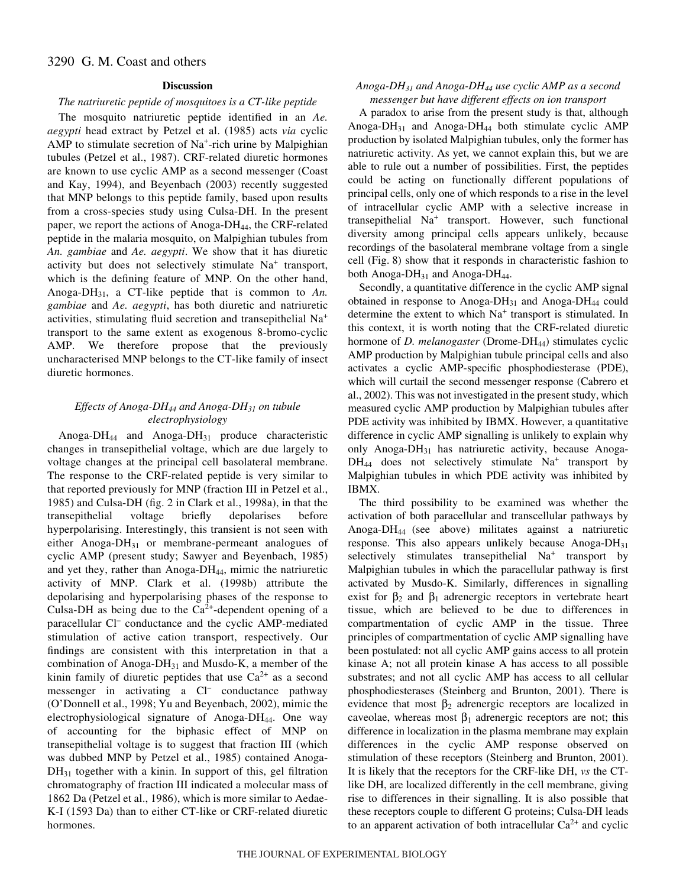## Discussion

### *The natriuretic peptide of mosquitoes is a CT-like peptide*

The mosquito natriuretic peptide identified in an *Ae. aegypti* head extract by Petzel et al. (1985) acts *via* cyclic AMP to stimulate secretion of $Na^+$-rich urine by Malpighian tubules (Petzel et al., 1987). CRF-related diuretic hormones are known to use cyclic AMP as a second messenger (Coast and Kay, 1994), and Beyenbach (2003) recently suggested that MNP belongs to this peptide family, based upon results from a cross-species study using Culsa-DH. In the present paper, we report the actions of Anoga-$DH_{44}$, the CRF-related peptide in the malaria mosquito, on Malpighian tubules from *An. gambiae* and *Ae. aegypti*. We show that it has diuretic activity but does not selectively stimulate $Na^+$ transport, which is the defining feature of MNP. On the other hand, Anoga-$DH_{31}$, a CT-like peptide that is common to *An. gambiae* and *Ae. aegypti*, has both diuretic and natriuretic activities, stimulating fluid secretion and transepithelial $Na^+$ transport to the same extent as exogenous 8-bromo-cyclic AMP. We therefore propose that the previously uncharacterised MNP belongs to the CT-like family of insect diuretic hormones.

### *Effects of Anoga-$DH_{44}$ and Anoga-$DH_{31}$ on tubule electrophysiology*

Anoga-$DH_{44}$ and Anoga-$DH_{31}$ produce characteristic changes in transepithelial voltage, which are due largely to voltage changes at the principal cell basolateral membrane. The response to the CRF-related peptide is very similar to that reported previously for MNP (fraction III in Petzel et al., 1985) and Culsa-DH (fig. 2 in Clark et al., 1998a), in that the transepithelial voltage briefly depolarises before hyperpolarising. Interestingly, this transient is not seen with either Anoga-$DH_{31}$ or membrane-permeant analogues of cyclic AMP (present study; Sawyer and Beyenbach, 1985) and yet they, rather than Anoga-$DH_{44}$, mimic the natriuretic activity of MNP. Clark et al. (1998b) attribute the depolarising and hyperpolarising phases of the response to Culsa-DH as being due to the $Ca^{2+}$-dependent opening of a paracellular $Cl^-$ conductance and the cyclic AMP-mediated stimulation of active cation transport, respectively. Our findings are consistent with this interpretation in that a combination of Anoga-$DH_{31}$ and Musdo-K, a member of the kinin family of diuretic peptides that use $Ca^{2+}$ as a second messenger in activating a $Cl^-$ conductance pathway (O'Donnell et al., 1998; Yu and Beyenbach, 2002), mimic the electrophysiological signature of Anoga-$DH_{44}$. One way of accounting for the biphasic effect of MNP on transepithelial voltage is to suggest that fraction III (which was dubbed MNP by Petzel et al., 1985) contained Anoga-$DH_{31}$ together with a kinin. In support of this, gel filtration chromatography of fraction III indicated a molecular mass of 1862 Da (Petzel et al., 1986), which is more similar to Aedae-K-I (1593 Da) than to either CT-like or CRF-related diuretic hormones.

### *Anoga-$DH_{31}$ and Anoga-$DH_{44}$ use cyclic AMP as a second messenger but have different effects on ion transport*

A paradox to arise from the present study is that, although Anoga-$DH_{31}$ and Anoga-$DH_{44}$ both stimulate cyclic AMP production by isolated Malpighian tubules, only the former has natriuretic activity. As yet, we cannot explain this, but we are able to rule out a number of possibilities. First, the peptides could be acting on functionally different populations of principal cells, only one of which responds to a rise in the level of intracellular cyclic AMP with a selective increase in transepithelial $Na^+$ transport. However, such functional diversity among principal cells appears unlikely, because recordings of the basolateral membrane voltage from a single cell (Fig. 8) show that it responds in characteristic fashion to both Anoga-$DH_{31}$ and Anoga-$DH_{44}$.

Secondly, a quantitative difference in the cyclic AMP signal obtained in response to Anoga-$DH_{31}$ and Anoga-$DH_{44}$ could determine the extent to which $Na^+$ transport is stimulated. In this context, it is worth noting that the CRF-related diuretic hormone of *D. melanogaster* (Drome-$DH_{44}$) stimulates cyclic AMP production by Malpighian tubule principal cells and also activates a cyclic AMP-specific phosphodiesterase (PDE), which will curtail the second messenger response (Cabrero et al., 2002). This was not investigated in the present study, which measured cyclic AMP production by Malpighian tubules after PDE activity was inhibited by IBMX. However, a quantitative difference in cyclic AMP signalling is unlikely to explain why only Anoga-$DH_{31}$ has natriuretic activity, because Anoga-$DH_{44}$ does not selectively stimulate $Na^+$ transport by Malpighian tubules in which PDE activity was inhibited by IBMX.

The third possibility to be examined was whether the activation of both paracellular and transcellular pathways by Anoga-$DH_{44}$ (see above) militates against a natriuretic response. This also appears unlikely because Anoga-$DH_{31}$ selectively stimulates transepithelial $Na^+$ transport by Malpighian tubules in which the paracellular pathway is first activated by Musdo-K. Similarly, differences in signalling exist for $\beta_2$ and $\beta_1$ adrenergic receptors in vertebrate heart tissue, which are believed to be due to differences in compartmentation of cyclic AMP in the tissue. Three principles of compartmentation of cyclic AMP signalling have been postulated: not all cyclic AMP gains access to all protein kinase A; not all protein kinase A has access to all possible substrates; and not all cyclic AMP has access to all cellular phosphodiesterases (Steinberg and Brunton, 2001). There is evidence that most $\beta_2$ adrenergic receptors are localized in caveolae, whereas most $\beta_1$ adrenergic receptors are not; this difference in localization in the plasma membrane may explain differences in the cyclic AMP response observed on stimulation of these receptors (Steinberg and Brunton, 2001). It is likely that the receptors for the CRF-like DH, *vs* the CT-like DH, are localized differently in the cell membrane, giving rise to differences in their signalling. It is also possible that these receptors couple to different G proteins; Culsa-DH leads to an apparent activation of both intracellular $Ca^{2+}$ and cyclic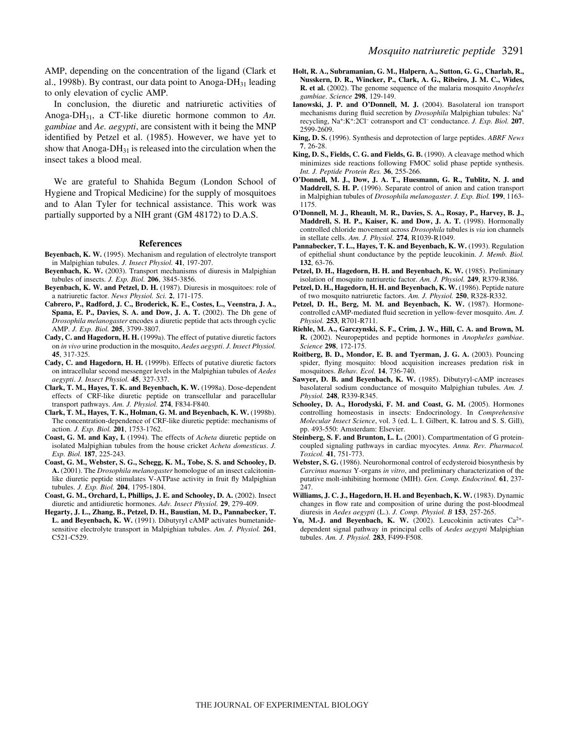AMP, depending on the concentration of the ligand (Clark et al., 1998b). By contrast, our data point to Anoga-$DH_{31}$ leading to only elevation of cyclic AMP.

In conclusion, the diuretic and natriuretic activities of Anoga-$DH_{31}$, a CT-like diuretic hormone common to *An. gambiae* and *Ae. aegypti*, are consistent with it being the MNP identified by Petzel et al. (1985). However, we have yet to show that Anoga-$DH_{31}$ is released into the circulation when the insect takes a blood meal.

We are grateful to Shahida Begum (London School of Hygiene and Tropical Medicine) for the supply of mosquitoes and to Alan Tyler for technical assistance. This work was partially supported by a NIH grant (GM 48172) to D.A.S.

## References

**Beyenbach, K. W.** (1995). Mechanism and regulation of electrolyte transport in Malpighian tubules. *J. Insect Physiol.* **41**, 197-207.

**Beyenbach, K. W.** (2003). Transport mechanisms of diuresis in Malpighian tubules of insects. *J. Exp. Biol.* **206**, 3845-3856.

**Beyenbach, K. W. and Petzel, D. H.** (1987). Diuresis in mosquitoes: role of a natriuretic factor. *News Physiol. Sci.* **2**, 171-175.

**Cabrero, P., Radford, J. C., Broderick, K. E., Costes, L., Veenstra, J. A., Spana, E. P., Davies, S. A. and Dow, J. A. T.** (2002). The Dh gene of *Drosophila melanogaster* encodes a diuretic peptide that acts through cyclic AMP. *J. Exp. Biol.* **205**, 3799-3807.

**Cady, C. and Hagedorn, H. H.** (1999a). The effect of putative diuretic factors on *in vivo* urine production in the mosquito, *Aedes aegypti*. *J. Insect Physiol.* **45**, 317-325.

**Cady, C. and Hagedorn, H. H.** (1999b). Effects of putative diuretic factors on intracellular second messenger levels in the Malpighian tubules of *Aedes aegypti*. *J. Insect Physiol.* **45**, 327-337.

**Clark, T. M., Hayes, T. K. and Beyenbach, K. W.** (1998a). Dose-dependent effects of CRF-like diuretic peptide on transcellular and paracellular transport pathways. *Am. J. Physiol.* **274**, F834-F840.

**Clark, T. M., Hayes, T. K., Holman, G. M. and Beyenbach, K. W.** (1998b). The concentration-dependence of CRF-like diuretic peptide: mechanisms of action. *J. Exp. Biol.* **201**, 1753-1762.

**Coast, G. M. and Kay, I.** (1994). The effects of *Acheta* diuretic peptide on isolated Malpighian tubules from the house cricket *Acheta domesticus*. *J. Exp. Biol.* **187**, 225-243.

**Coast, G. M., Webster, S. G., Schegg, K. M., Tobe, S. S. and Schooley, D. A.** (2001). The *Drosophila melanogaster* homologue of an insect calcitonin-like diuretic peptide stimulates V-ATPase activity in fruit fly Malpighian tubules. *J. Exp. Biol.* **204**, 1795-1804.

**Coast, G. M., Orchard, I., Phillips, J. E. and Schooley, D. A.** (2002). Insect diuretic and antidiuretic hormones. *Adv. Insect Physiol.* **29**, 279-409.

**Hegarty, J. L., Zhang, B., Petzel, D. H., Baustian, M. D., Pannabecker, T. L. and Beyenbach, K. W.** (1991). Dibutyryl cAMP activates bumetanide-sensitive electrolyte transport in Malpighian tubules. *Am. J. Physiol.* **261**, C521-C529.

**Holt, R. A., Subramanian, G. M., Halpern, A., Sutton, G. G., Charlab, R., Nusskern, D. R., Wincker, P., Clark, A. G., Ribeiro, J. M. C., Wides, R. et al.** (2002). The genome sequence of the malaria mosquito *Anopheles gambiae*. *Science* **298**, 129-149.

**Ianowski, J. P. and O'Donnell, M. J.** (2004). Basolateral ion transport mechanisms during fluid secretion by *Drosophila* Malpighian tubules: $Na^+$ recycling, $Na^+$:$K^+$:$2Cl^-$ cotransport and $Cl^-$ conductance. *J. Exp. Biol.* **207**, 2599-2609.

**King, D. S.** (1996). Synthesis and deprotection of large peptides. *ABRF News* **7**, 26-28.

**King, D. S., Fields, C. G. and Fields, G. B.** (1990). A cleavage method which minimizes side reactions following FMOC solid phase peptide synthesis. *Int. J. Peptide Protein Res.* **36**, 255-266.

**O'Donnell, M. J., Dow, J. A. T., Huesmann, G. R., Tublitz, N. J. and Maddrell, S. H. P.** (1996). Separate control of anion and cation transport in Malpighian tubules of *Drosophila melanogaster*. *J. Exp. Biol.* **199**, 1163-1175.

**O'Donnell, M. J., Rheault, M. R., Davies, S. A., Rosay, P., Harvey, B. J., Maddrell, S. H. P., Kaiser, K. and Dow, J. A. T.** (1998). Hormonally controlled chloride movement across *Drosophila* tubules is *via* ion channels in stellate cells. *Am. J. Physiol.* **274**, R1039-R1049.

**Pannabecker, T. L., Hayes, T. K. and Beyenbach, K. W.** (1993). Regulation of epithelial shunt conductance by the peptide leucokinin. *J. Memb. Biol.* **132**, 63-76.

**Petzel, D. H., Hagedorn, H. H. and Beyenbach, K. W.** (1985). Preliminary isolation of mosquito natriuretic factor. *Am. J. Physiol.* **249**, R379-R386.

**Petzel, D. H., Hagedorn, H. H. and Beyenbach, K. W.** (1986). Peptide nature of two mosquito natriuretic factors. *Am. J. Physiol.* **250**, R328-R332.

**Petzel, D. H., Berg, M. M. and Beyenbach, K. W.** (1987). Hormone-controlled cAMP-mediated fluid secretion in yellow-fever mosquito. *Am. J. Physiol.* **253**, R701-R711.

**Riehle, M. A., Garczynski, S. F., Crim, J. W., Hill, C. A. and Brown, M. R.** (2002). Neuropeptides and peptide hormones in *Anopheles gambiae*. *Science* **298**, 172-175.

**Roitberg, B. D., Mondor, E. B. and Tyerman, J. G. A.** (2003). Pouncing spider, flying mosquito: blood acquisition increases predation risk in mosquitoes. *Behav. Ecol.* **14**, 736-740.

**Sawyer, D. B. and Beyenbach, K. W.** (1985). Dibutyryl-cAMP increases basolateral sodium conductance of mosquito Malpighian tubules. *Am. J. Physiol.* **248**, R339-R345.

**Schooley, D. A., Horodyski, F. M. and Coast, G. M.** (2005). Hormones controlling homeostasis in insects: Endocrinology. In *Comprehensive Molecular Insect Science*, vol. 3 (ed. L. I. Gilbert, K. Iatrou and S. S. Gill), pp. 493-550: Amsterdam: Elsevier.

**Steinberg, S. F. and Brunton, L. L.** (2001). Compartmentation of G protein-coupled signaling pathways in cardiac myocytes. *Annu. Rev. Pharmacol. Toxicol.* **41**, 751-773.

**Webster, S. G.** (1986). Neurohormonal control of ecdysteroid biosynthesis by *Carcinus maenas* Y-organs *in vitro*, and preliminary characterization of the putative molt-inhibiting hormone (MIH). *Gen. Comp. Endocrinol.* **61**, 237-247.

**Williams, J. C. J., Hagedorn, H. H. and Beyenbach, K. W.** (1983). Dynamic changes in flow rate and composition of urine during the post-bloodmeal diuresis in *Aedes aegypti* (L.). *J. Comp. Physiol. B* **153**, 257-265.

**Yu, M.-J. and Beyenbach, K. W.** (2002). Leucokinin activates $Ca^{2+}$-dependent signal pathway in principal cells of *Aedes aegypti* Malpighian tubules. *Am. J. Physiol.* **283**, F499-F508.